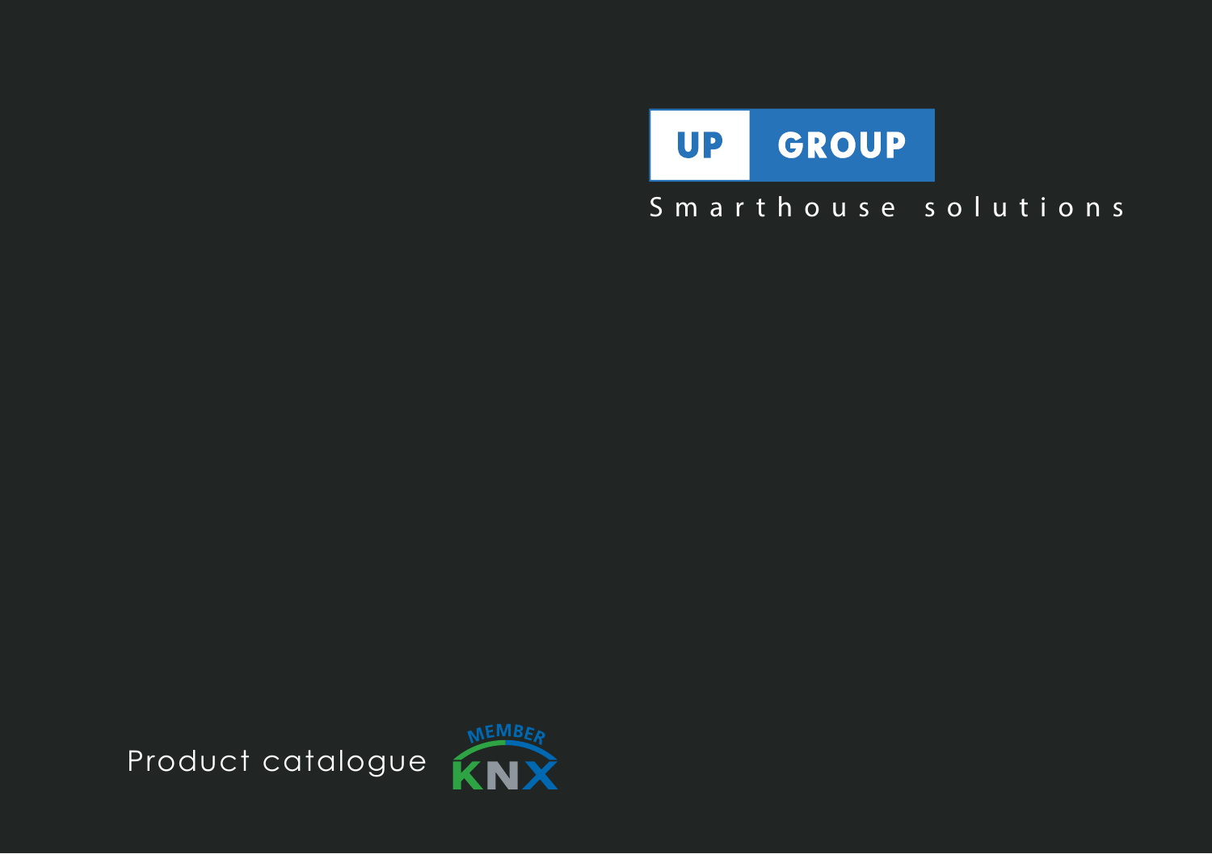# UP GROUP

Smarthouse solutions

Product catalogue

MEMBER KNX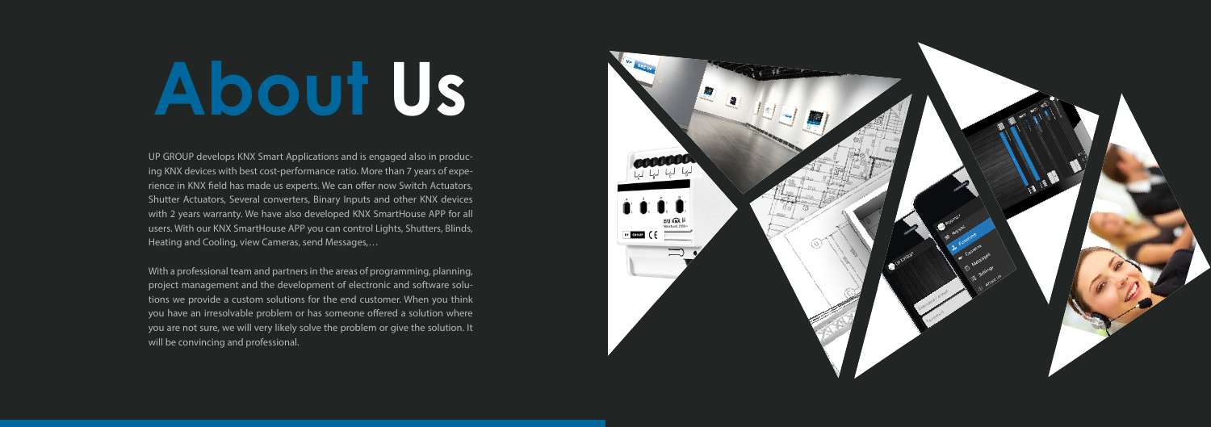# About Us

UP GROUP develops KNX Smart Applications and is engaged also in producing KNX devices with best cost-performance ratio. More than 7 years of experience in KNX field has made us experts. We can offer now Switch Actuators, Shutter Actuators, Several converters, Binary Inputs and other KNX devices with 2 years warranty. We have also developed KNX SmartHouse APP for all users. With our KNX SmartHouse APP you can control Lights, Shutters, Blinds, Heating and Cooling, view Cameras, send Messages,…

With a professional team and partners in the areas of programming, planning, project management and the development of electronic and software solutions we provide a custom solutions for the end customer. When you think you have an irresolvable problem or has someone offered a solution where you are not sure, we will very likely solve the problem or give the solution. It will be convincing and professional.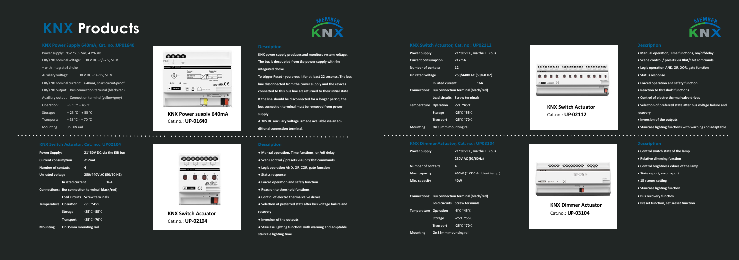# KNX Products

### KNX Power Supply 640mA, Cat. no.:UP01640

Power supply: 95V ~255 Vac, 47~63Hz

EIB/KNX nominal voltage: 30 V DC +1/−2 V, SELV

+ with integrated choke

Auxiliary voltage: 30 V DC +1/−1 V, SELV

EIB/KNX nominal current: 640mA, short-circuit-proof

EIB/KNX output: Bus connection terminal (black/red)

Auxiliary output: Connection terminal (yellow/grey)

Operation: −5 °C ~ + 45 °C

Storage: − 25 °C ~ + 55 °C

Transport: − 25 °C ~ + 70 °C

Mounting On DIN rail

**KNX Power supply 640mA**
Cat.no.: **UP-01640**

### Description

**KNX power supply produces and monitors system voltage. The bus is decoupled from the power supply with the integrated choke.**

**To trigger Reset - you press it for at least 22 seconds. The bus line disconnected from the power supply and the devices connected to this bus line are returned to their initial state. If the line should be disconnected for a longer period, the bus connection terminal must be removed from power supply.**

**A 30V DC auxiliary voltage is made available via an additional connection terminal.**

### KNX Switch Actuator, Cat. no.: UP02112

| **Power Supply:** | | **21~30V DC, via the EIB bus** |
|---|---|---|
| **Current consumption** | | **<12mA** |
| **Number of contacts** | | **12** |
| **Un rated voltage** | | **250/440V AC (50/60 HZ)** |
| | **In rated current** | **16A** |
| **Connections:** | **Bus connection terminal (black/red)** | |
| | **Load circuits** | **Screw terminals** |
| **Temperature** | **Operation** | **-5°C ~45°C** |
| | **Storage** | **-25°C ~55°C** |
| | **Transport** | **-25°C ~70°C** |
| **Mounting** | **On 35mm mounting rail** | |

**KNX Switch Actuator**
Cat.no.: **UP-02112**

### Description

- **Manual operation, Time functions, on/off delay**
- **Scene control / presets via 8bit/1bit commands**
- **Logic operation AND, OR, XOR, gate function**
- **Status response**
- **Forced operation and safety function**
- **Reaction to threshold functions**
- **Control of electro thermal valve drives**
- **Selection of preferred state after bus voltage failure and recovery**
- **Inversion of the outputs**
- **Staircase lighting functions with warning and adaptable**

### KNX Switch Actuator, Cat. no.: UP02104

| **Power Supply:** | | **21~30V DC, via the EIB bus** |
|---|---|---|
| **Current consumption** | | **<12mA** |
| **Number of contacts** | | **4** |
| **Un rated voltage** | | **250/440V AC (50/60 HZ)** |
| | **In rated current** | **16A** |
| **Connections:** | **Bus connection terminal (black/red)** | |
| | **Load circuits** | **Screw terminals** |
| **Temperature** | **Operation** | **-5°C ~45°C** |
| | **Storage** | **-25°C ~55°C** |
| | **Transport** | **-25°C ~70°C** |
| **Mounting** | **On 35mm mounting rail** | |

**KNX Switch Actuator**
Cat.no.: **UP-02104**

### Description

- **Manual operation, Time functions, on/off delay**
- **Scene control / presets via 8bit/1bit commands**
- **Logic operation AND, OR, XOR, gate function**
- **Status response**
- **Forced operation and safety function**
- **Reaction to threshold functions**
- **Control of electro thermal valve drives**
- **Selection of preferred state after bus voltage failure and recovery**
- **Inversion of the outputs**
- **Staircase lighting functions with warning and adaptable staircase lighting time**

### KNX Dimmer Actuator, Cat. no.: UP03104

| **Power Supply:** | | **21~30V DC, via the EIB bus** |
|---|---|---|
| | | **230V AC (50/60Hz)** |
| **Number of contacts** | | **4** |
| **Max. capacity** | | **400W (~ 45°C Ambient temp.)** |
| **Min. capacity** | | **40W** |
| **Connections:** | **Bus connection terminal (black/red)** | |
| | **Load circuits** | **Screw terminals** |
| **Temperature** | **Operation** | **-5°C ~45°C** |
| | **Storage** | **-25°C ~55°C** |
| | **Transport** | **-25°C ~70°C** |
| **Mounting** | **On 35mm mounting rail** | |

**KNX Dimmer Actuator**
Cat.no.: **UP-03104**

### Description

- **Control switch state of the lamp**
- **Relative dimming function**
- **Control brightness values of the lamp**
- **State report, error report**
- **15 scenes setting**
- **Staircase lighting function**
- **Bus recovery function**
- **Preset function, set preset function**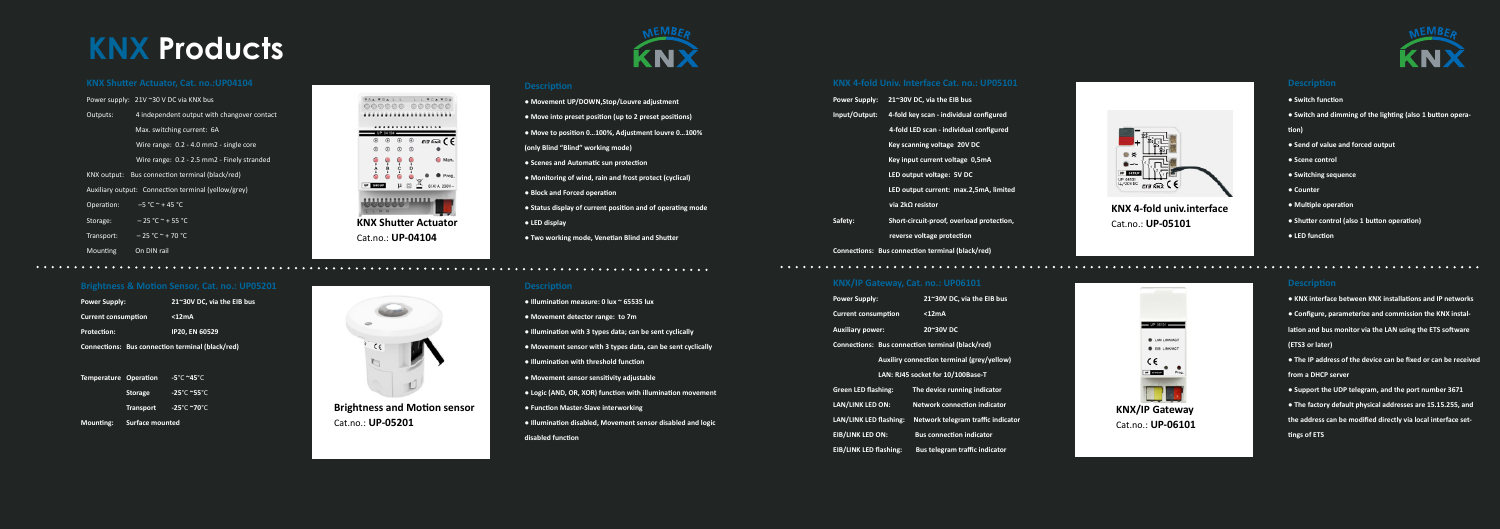# KNX Products

## KNX Shutter Actuator, Cat. no.:UP04104

| | |
|---|---|
| Power supply: | 21V ~30 V DC via KNX bus |
| Outputs: | 4 independent output with changeover contact |
| | Max. switching current: 6A |
| | Wire range: 0.2 - 4.0 mm2 - single core |
| | Wire range: 0.2 - 2.5 mm2 - Finely stranded |
| KNX output: | Bus connection terminal (black/red) |
| Auxiliary output: | Connection terminal (yellow/grey) |
| Operation: | −5 °C ~ + 45 °C |
| Storage: | − 25 °C ~ + 55 °C |
| Transport: | − 25 °C ~ + 70 °C |
| Mounting | On DIN rail |

**KNX Shutter Actuator**
Cat.no.: **UP-04104**

### Description

- **Movement UP/DOWN,Stop/Louvre adjustment**
- **Move into preset position (up to 2 preset positions)**
- **Move to position 0...100%, Adjustment louvre 0...100% (only Blind "Blind" working mode)**
- **Scenes and Automatic sun protection**
- **Monitoring of wind, rain and frost protect (cyclical)**
- **Block and Forced operation**
- **Status display of current position and of operating mode**
- **LED display**
- **Two working mode, Venetian Blind and Shutter**

## KNX 4-fold Univ. Interface Cat. no.: UP05101

| | |
|---|---|
| **Power Supply:** | **21~30V DC, via the EIB bus** |
| **Input/Output:** | **4-fold key scan - individual configured** |
| | **4-fold LED scan - individual configured** |
| | **Key scanning voltage 20V DC** |
| | **Key input current voltage 0,5mA** |
| | **LED output voltage: 5V DC** |
| | **LED output current: max.2,5mA, limited via 2kΩ resistor** |
| **Safety:** | **Short-circuit-proof, overload protection, reverse voltage protection** |
| **Connections:** | **Bus connection terminal (black/red)** |

**KNX 4-fold univ.interface**
Cat.no.: **UP-05101**

### Description

- **Switch function**
- **Switch and dimming of the lighting (also 1 button operation)**
- **Send of value and forced output**
- **Scene control**
- **Switching sequence**
- **Counter**
- **Multiple operation**
- **Shutter control (also 1 button operation)**
- **LED function**

## Brightness & Motion Sensor, Cat. no.: UP05201

| | |
|---|---|
| **Power Supply:** | **21~30V DC, via the EIB bus** |
| **Current consumption** | **<12mA** |
| **Protection:** | **IP20, EN 60529** |
| **Connections: Bus connection terminal (black/red)** | |

| | | |
|---|---|---|
| **Temperature** | **Operation** | **-5°C ~45°C** |
| | **Storage** | **-25°C ~55°C** |
| | **Transport** | **-25°C ~70°C** |
| **Mounting:** | **Surface mounted** | |

**Brightness and Motion sensor**
Cat.no.: **UP-05201**

### Description

- **Illumination measure: 0 lux ~ 65535 lux**
- **Movement detector range: to 7m**
- **Illumination with 3 types data; can be sent cyclically**
- **Movement sensor with 3 types data, can be sent cyclically**
- **Illumination with threshold function**
- **Movement sensor sensitivity adjustable**
- **Logic (AND, OR, XOR) function with illumination movement**
- **Function Master-Slave interworking**
- **Illumination disabled, Movement sensor disabled and logic disabled function**

## KNX/IP Gateway, Cat. no.: UP06101

| | |
|---|---|
| **Power Supply:** | **21~30V DC, via the EIB bus** |
| **Current consumption** | **<12mA** |
| **Auxiliary power:** | **20~30V DC** |
| **Connections: Bus connection terminal (black/red)** | |
| | **Auxiliry connection terminal (grey/yellow)** |
| | **LAN: RJ45 socket for 10/100Base-T** |
| **Green LED flashing:** | **The device running indicator** |
| **LAN/LINK LED ON:** | **Network connection indicator** |
| **LAN/LINK LED flashing:** | **Network telegram traffic indicator** |
| **EIB/LINK LED ON:** | **Bus connection indicator** |
| **EIB/LINK LED flashing:** | **Bus telegram traffic indicator** |

**KNX/IP Gateway**
Cat.no.: **UP-06101**

### Description

- **KNX interface between KNX installations and IP networks**
- **Configure, parameterize and commission the KNX installation and bus monitor via the LAN using the ETS software (ETS3 or later)**
- **The IP address of the device can be fixed or can be received from a DHCP server**
- **Support the UDP telegram, and the port number 3671**
- **The factory default physical addresses are 15.15.255, and the address can be modified directly via local interface settings of ETS**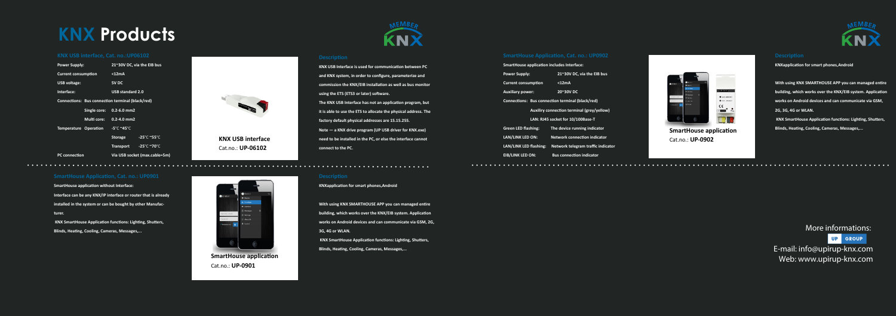# KNX Products

## KNX USB interface, Cat. no.:UP06102

| | |
|---|---|
| Power Supply: | 21~30V DC, via the EIB bus |
| Current consumption | <12mA |
| USB voltage: | 5V DC |
| Interface: | USB standard 2.0 |
| Connections: Bus connection terminal (black/red) | |
| Single core: | 0.2-6.0 mm2 |
| Multi core: | 0.2-4.0 mm2 |
| Temperature Operation | -5°C ~45°C |
| Storage | -25°C ~55°C |
| Transport | -25°C ~70°C |
| PC connection | Via USB socket (max.cable=5m) |

**KNX USB interface**
Cat.no.: **UP-06102**

### Description

**KNX USB Interface is used for communication between PC and KNX system, in order to configure, parameterize and commission the KNX/EIB installation as well as bus monitor using the ETS (ETS3 or later) software.**

**The KNX USB Interface has not an application program, but it is able to use the ETS to allocate the physical address. The factory default physical addresses are 15.15.255.**

**Note — a KNX drive program (UP USB driver for KNX.exe) need to be installed in the PC, or else the interface cannot connect to the PC.**

## SmartHouse Application, Cat. no.: UP0902

**SmartHouse application includes Interface:**

| | |
|---|---|
| Power Supply: | 21~30V DC, via the EIB bus |
| Current consumption | <12mA |
| Auxiliary power: | 20~30V DC |
| Connections: Bus connection terminal (black/red) | |
| Auxiliry connection terminal (grey/yellow) | |
| LAN: RJ45 socket for 10/100Base-T | |
| Green LED flashing: | The device running indicator |
| LAN/LINK LED ON: | Network connection indicator |
| LAN/LINK LED flashing: | Network telegram traffic indicator |
| EIB/LINK LED ON: | Bus connection indicator |

**SmartHouse application**
Cat.no.: **UP-0902**

### Description

**KNXapplication for smart phones,Android**

**With using KNX SMARTHOUSE APP you can managed entire building, which works over the KNX/EIB system. Application works on Android devices and can communicate via GSM, 2G, 3G, 4G or WLAN.**

**KNX SmartHouse Application functions: Lighting, Shutters, Blinds, Heating, Cooling, Cameras, Messages,...**

## SmartHouse Application, Cat. no.: UP0901

**SmartHouse application without Interface:**

**Interface can be any KNX/IP interface or router that is already installed in the system or can be bought by other Manufacturer.**

**KNX SmartHouse Application functions: Lighting, Shutters, Blinds, Heating, Cooling, Cameras, Messages,...**

**SmartHouse application**
Cat.no.: **UP-0901**

### Description

**KNXapplication for smart phones,Android**

**With using KNX SMARTHOUSE APP you can managed entire building, which works over the KNX/EIB system. Application works on Android devices and can communicate via GSM, 2G, 3G, 4G or WLAN.**

**KNX SmartHouse Application functions: Lighting, Shutters, Blinds, Heating, Cooling, Cameras, Messages,...**

More informations:

UP GROUP

E-mail: info@upirup-knx.com

Web: www.upirup-knx.com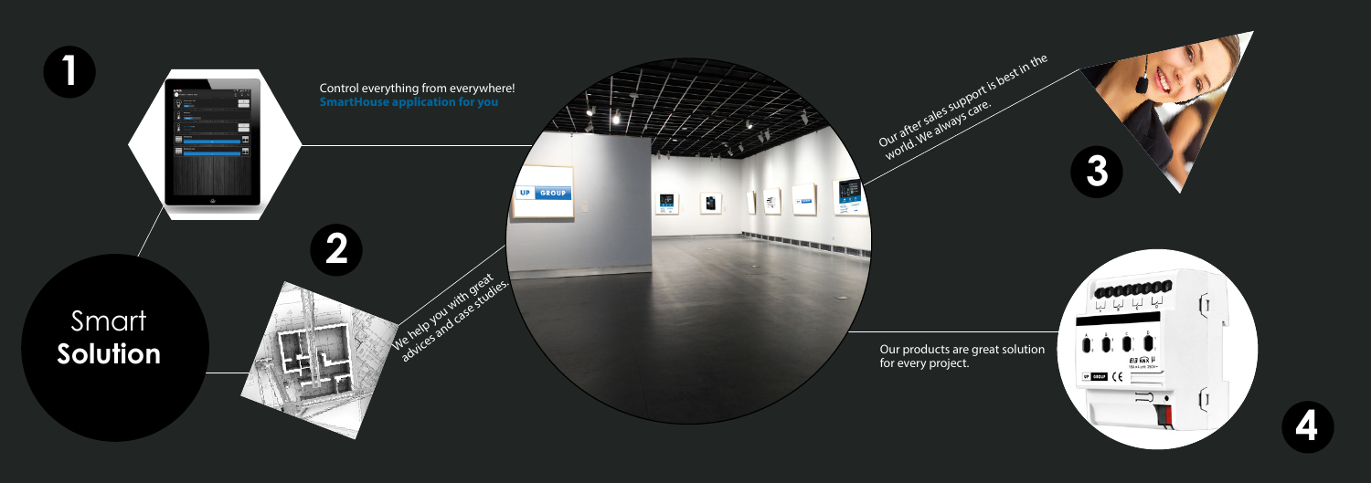1

Control everything from everywhere!
**SmartHouse application for you**

2

We help you with great advices and case studies.

3

Our after sales support is best in the world. We always care.

4

Our products are great solution for every project.

Smart
**Solution**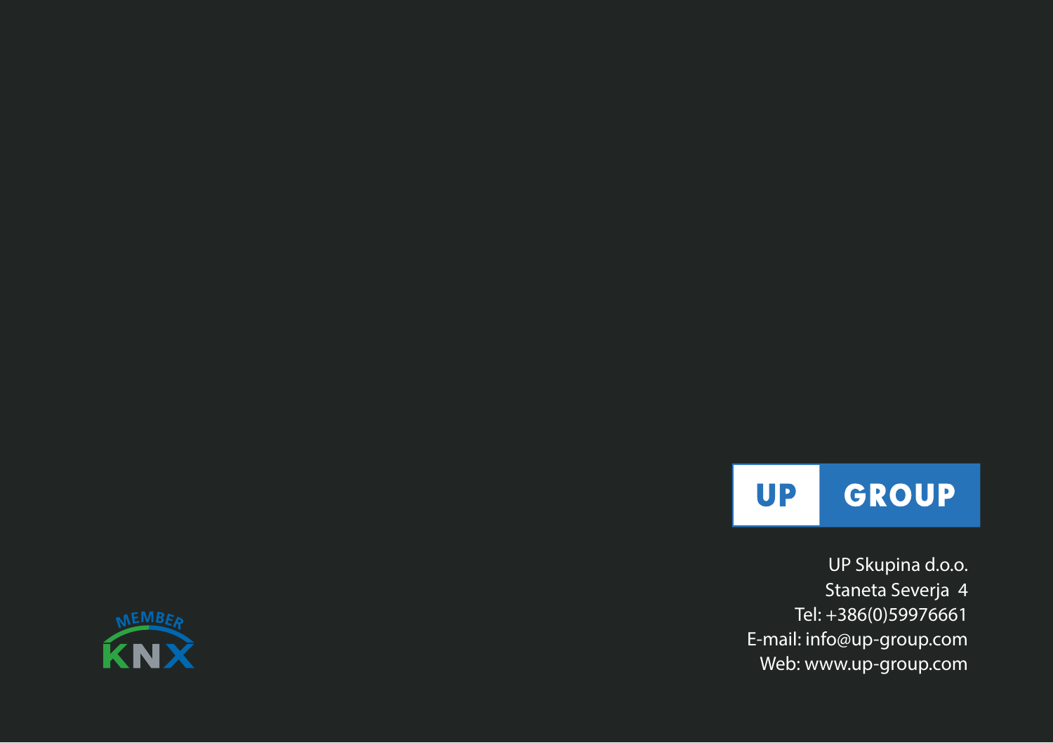MEMBER KNX

UP GROUP

UP Skupina d.o.o.
Staneta Severja 4
Tel: +386(0)59976661
E-mail: info@up-group.com
Web: www.up-group.com